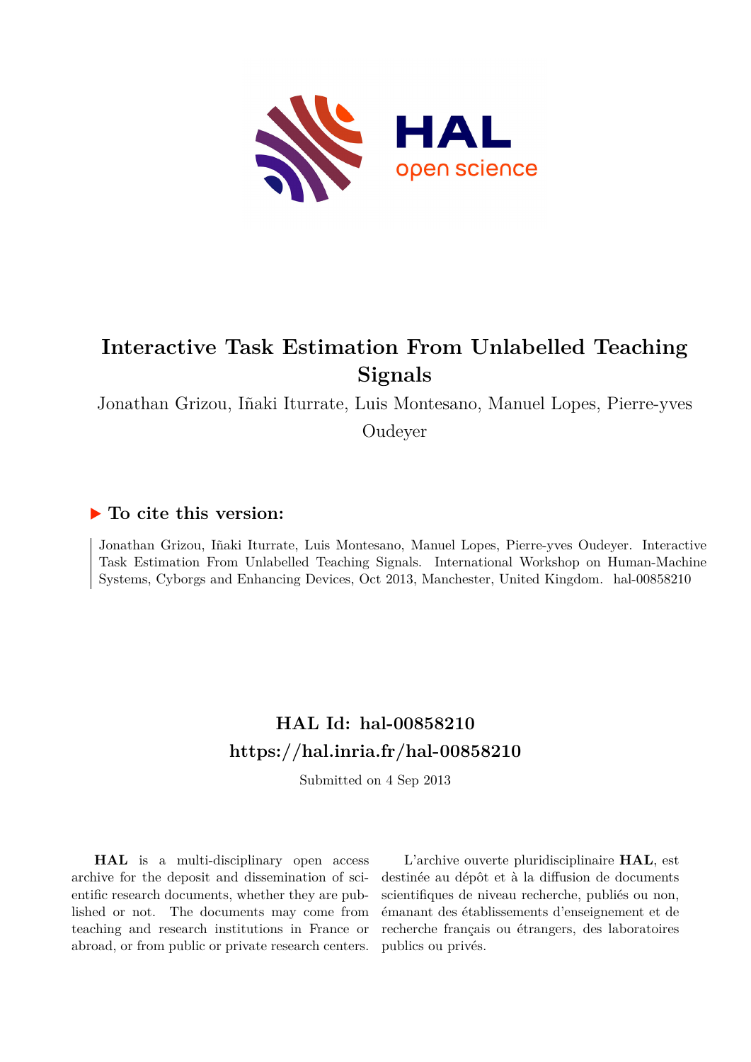# Interactive Task Estimation From Unlabelled Teaching Signals

Jonathan Grizou, Iñaki Iturrate, Luis Montesano, Manuel Lopes, Pierre-yves Oudeyer

## ▶ To cite this version:

Jonathan Grizou, Iñaki Iturrate, Luis Montesano, Manuel Lopes, Pierre-yves Oudeyer. Interactive Task Estimation From Unlabelled Teaching Signals. International Workshop on Human-Machine Systems, Cyborgs and Enhancing Devices, Oct 2013, Manchester, United Kingdom. hal-00858210

## HAL Id: hal-00858210
## https://hal.inria.fr/hal-00858210

Submitted on 4 Sep 2013

**HAL** is a multi-disciplinary open access archive for the deposit and dissemination of scientific research documents, whether they are published or not. The documents may come from teaching and research institutions in France or abroad, or from public or private research centers.

L'archive ouverte pluridisciplinaire **HAL**, est destinée au dépôt et à la diffusion de documents scientifiques de niveau recherche, publiés ou non, émanant des établissements d'enseignement et de recherche français ou étrangers, des laboratoires publics ou privés.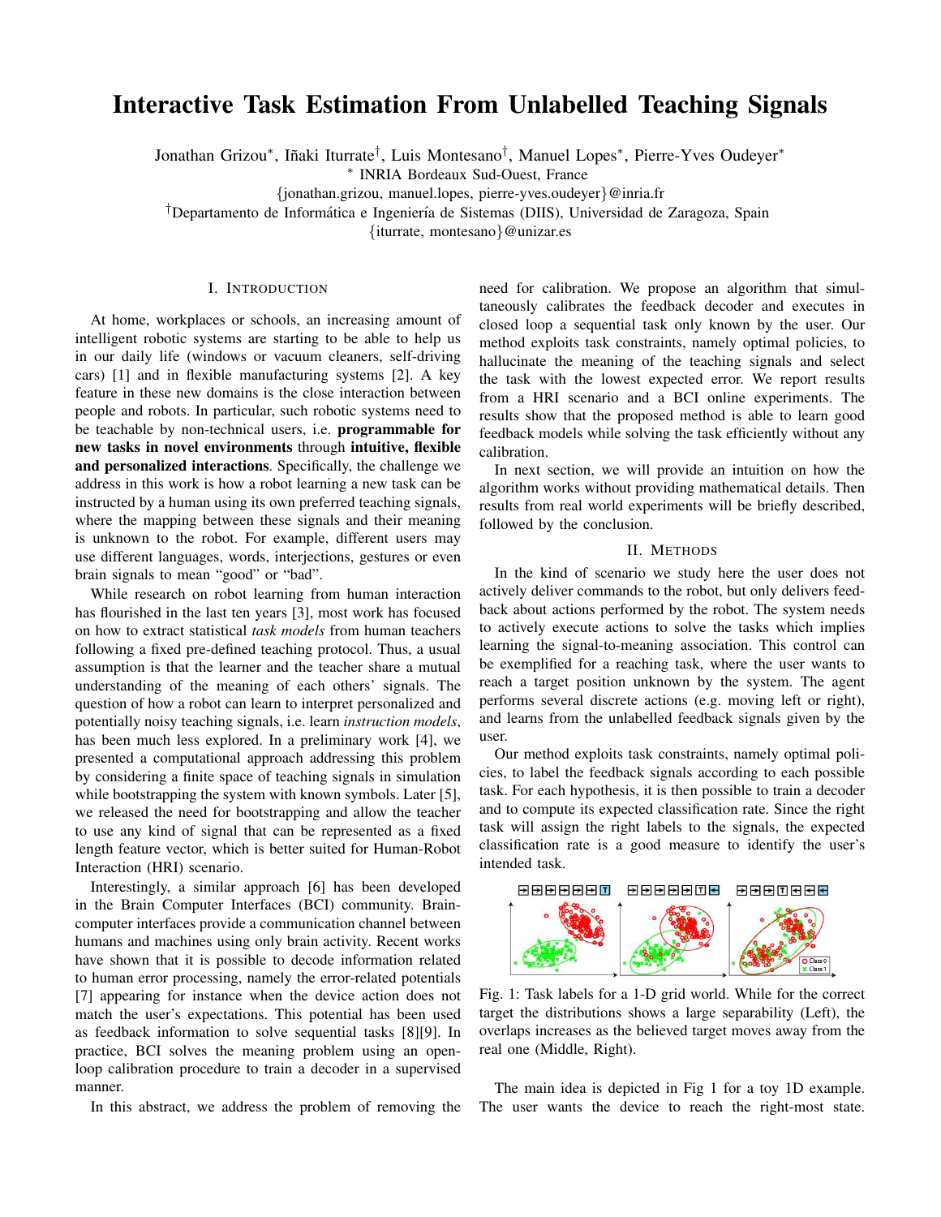# Interactive Task Estimation From Unlabelled Teaching Signals

Jonathan Grizou*, Iñaki Iturrate†, Luis Montesano†, Manuel Lopes*, Pierre-Yves Oudeyer*

* INRIA Bordeaux Sud-Ouest, France

{jonathan.grizou, manuel.lopes, pierre-yves.oudeyer}@inria.fr

†Departamento de Informática e Ingeniería de Sistemas (DIIS), Universidad de Zaragoza, Spain

{iturrate, montesano}@unizar.es

## I. Introduction

At home, workplaces or schools, an increasing amount of intelligent robotic systems are starting to be able to help us in our daily life (windows or vacuum cleaners, self-driving cars) [1] and in flexible manufacturing systems [2]. A key feature in these new domains is the close interaction between people and robots. In particular, such robotic systems need to be teachable by non-technical users, i.e. **programmable for new tasks in novel environments** through **intuitive, flexible and personalized interactions**. Specifically, the challenge we address in this work is how a robot learning a new task can be instructed by a human using its own preferred teaching signals, where the mapping between these signals and their meaning is unknown to the robot. For example, different users may use different languages, words, interjections, gestures or even brain signals to mean "good" or "bad".

While research on robot learning from human interaction has flourished in the last ten years [3], most work has focused on how to extract statistical *task models* from human teachers following a fixed pre-defined teaching protocol. Thus, a usual assumption is that the learner and the teacher share a mutual understanding of the meaning of each others' signals. The question of how a robot can learn to interpret personalized and potentially noisy teaching signals, i.e. learn *instruction models*, has been much less explored. In a preliminary work [4], we presented a computational approach addressing this problem by considering a finite space of teaching signals in simulation while bootstrapping the system with known symbols. Later [5], we released the need for bootstrapping and allow the teacher to use any kind of signal that can be represented as a fixed length feature vector, which is better suited for Human-Robot Interaction (HRI) scenario.

Interestingly, a similar approach [6] has been developed in the Brain Computer Interfaces (BCI) community. Brain-computer interfaces provide a communication channel between humans and machines using only brain activity. Recent works have shown that it is possible to decode information related to human error processing, namely the error-related potentials [7] appearing for instance when the device action does not match the user's expectations. This potential has been used as feedback information to solve sequential tasks [8][9]. In practice, BCI solves the meaning problem using an open-loop calibration procedure to train a decoder in a supervised manner.

In this abstract, we address the problem of removing the need for calibration. We propose an algorithm that simultaneously calibrates the feedback decoder and executes in closed loop a sequential task only known by the user. Our method exploits task constraints, namely optimal policies, to hallucinate the meaning of the teaching signals and select the task with the lowest expected error. We report results from a HRI scenario and a BCI online experiments. The results show that the proposed method is able to learn good feedback models while solving the task efficiently without any calibration.

In next section, we will provide an intuition on how the algorithm works without providing mathematical details. Then results from real world experiments will be briefly described, followed by the conclusion.

## II. Methods

In the kind of scenario we study here the user does not actively deliver commands to the robot, but only delivers feedback about actions performed by the robot. The system needs to actively execute actions to solve the tasks which implies learning the signal-to-meaning association. This control can be exemplified for a reaching task, where the user wants to reach a target position unknown by the system. The agent performs several discrete actions (e.g. moving left or right), and learns from the unlabelled feedback signals given by the user.

Our method exploits task constraints, namely optimal policies, to label the feedback signals according to each possible task. For each hypothesis, it is then possible to train a decoder and to compute its expected classification rate. Since the right task will assign the right labels to the signals, the expected classification rate is a good measure to identify the user's intended task.

Class 0
Class 1

Fig. 1: Task labels for a 1-D grid world. While for the correct target the distributions shows a large separability (Left), the overlaps increases as the believed target moves away from the real one (Middle, Right).

The main idea is depicted in Fig 1 for a toy 1D example. The user wants the device to reach the right-most state.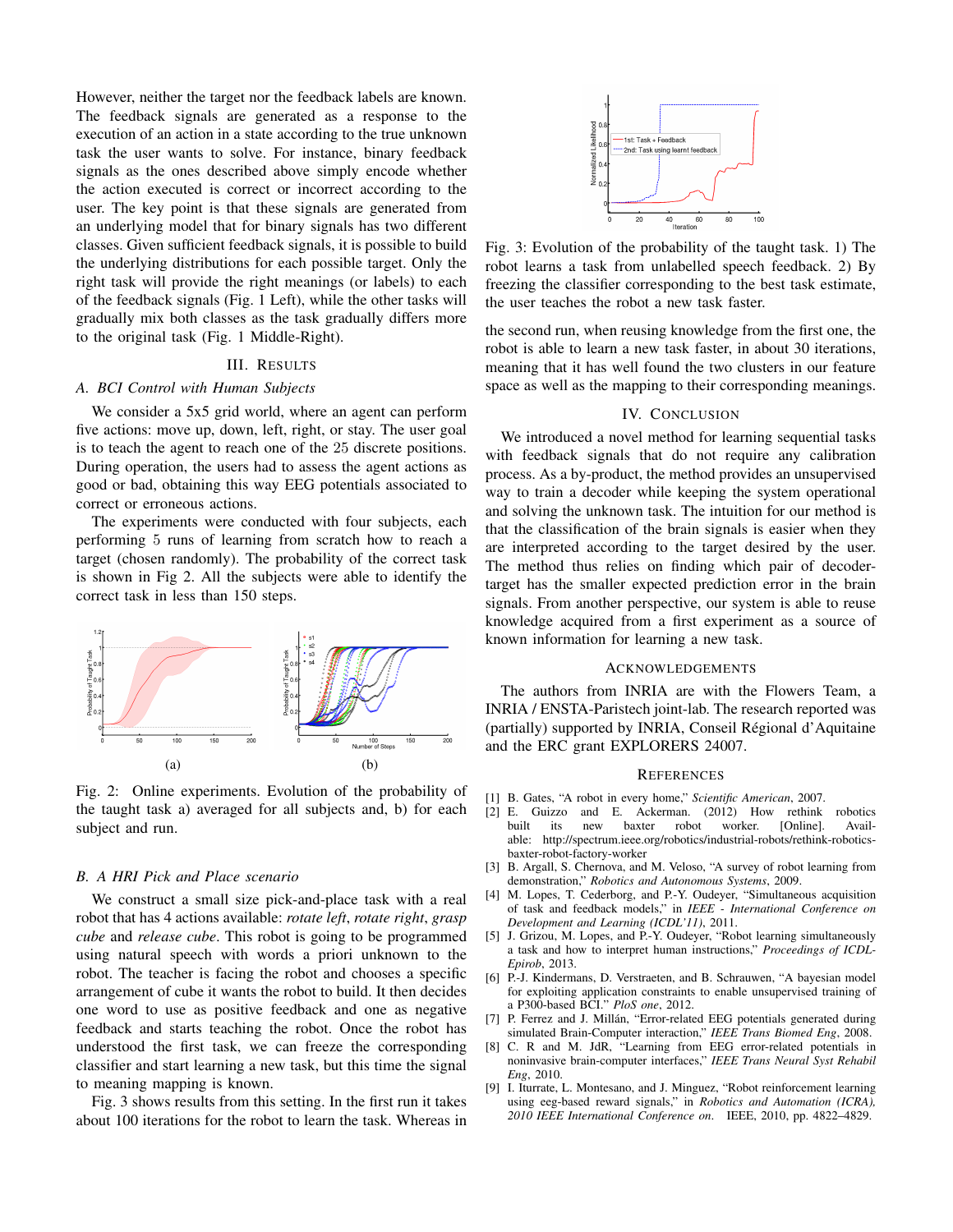However, neither the target nor the feedback labels are known. The feedback signals are generated as a response to the execution of an action in a state according to the true unknown task the user wants to solve. For instance, binary feedback signals as the ones described above simply encode whether the action executed is correct or incorrect according to the user. The key point is that these signals are generated from an underlying model that for binary signals has two different classes. Given sufficient feedback signals, it is possible to build the underlying distributions for each possible target. Only the right task will provide the right meanings (or labels) to each of the feedback signals (Fig. 1 Left), while the other tasks will gradually mix both classes as the task gradually differs more to the original task (Fig. 1 Middle-Right).

## III. Results

### A. BCI Control with Human Subjects

We consider a 5x5 grid world, where an agent can perform five actions: move up, down, left, right, or stay. The user goal is to teach the agent to reach one of the 25 discrete positions. During operation, the users had to assess the agent actions as good or bad, obtaining this way EEG potentials associated to correct or erroneous actions.

The experiments were conducted with four subjects, each performing 5 runs of learning from scratch how to reach a target (chosen randomly). The probability of the correct task is shown in Fig 2. All the subjects were able to identify the correct task in less than 150 steps.

Probability of Taught Task
Number of Steps
s1
s2
s3
s4

(a) (b)

Fig. 2: Online experiments. Evolution of the probability of the taught task a) averaged for all subjects and, b) for each subject and run.

### B. A HRI Pick and Place scenario

We construct a small size pick-and-place task with a real robot that has 4 actions available: *rotate left*, *rotate right*, *grasp cube* and *release cube*. This robot is going to be programmed using natural speech with words a priori unknown to the robot. The teacher is facing the robot and chooses a specific arrangement of cube it wants the robot to build. It then decides one word to use as positive feedback and one as negative feedback and starts teaching the robot. Once the robot has understood the first task, we can freeze the corresponding classifier and start learning a new task, but this time the signal to meaning mapping is known.

Fig. 3 shows results from this setting. In the first run it takes about 100 iterations for the robot to learn the task. Whereas in the second run, when reusing knowledge from the first one, the robot is able to learn a new task faster, in about 30 iterations, meaning that it has well found the two clusters in our feature space as well as the mapping to their corresponding meanings.

Normalized Likelihood
Iteration
1st: Task + Feedback
2nd: Task using learnt feedback

Fig. 3: Evolution of the probability of the taught task. 1) The robot learns a task from unlabelled speech feedback. 2) By freezing the classifier corresponding to the best task estimate, the user teaches the robot a new task faster.

## IV. Conclusion

We introduced a novel method for learning sequential tasks with feedback signals that do not require any calibration process. As a by-product, the method provides an unsupervised way to train a decoder while keeping the system operational and solving the unknown task. The intuition for our method is that the classification of the brain signals is easier when they are interpreted according to the target desired by the user. The method thus relies on finding which pair of decoder-target has the smaller expected prediction error in the brain signals. From another perspective, our system is able to reuse knowledge acquired from a first experiment as a source of known information for learning a new task.

## Acknowledgements

The authors from INRIA are with the Flowers Team, a INRIA / ENSTA-Paristech joint-lab. The research reported was (partially) supported by INRIA, Conseil Régional d'Aquitaine and the ERC grant EXPLORERS 24007.

## References

[1] B. Gates, "A robot in every home," *Scientific American*, 2007.

[2] E. Guizzo and E. Ackerman. (2012) How rethink robotics built its new baxter robot worker. [Online]. Available: http://spectrum.ieee.org/robotics/industrial-robots/rethink-robotics-baxter-robot-factory-worker

[3] B. Argall, S. Chernova, and M. Veloso, "A survey of robot learning from demonstration," *Robotics and Autonomous Systems*, 2009.

[4] M. Lopes, T. Cederborg, and P.-Y. Oudeyer, "Simultaneous acquisition of task and feedback models," in *IEEE - International Conference on Development and Learning (ICDL'11)*, 2011.

[5] J. Grizou, M. Lopes, and P.-Y. Oudeyer, "Robot learning simultaneously a task and how to interpret human instructions," *Proceedings of ICDL-Epirob*, 2013.

[6] P.-J. Kindermans, D. Verstraeten, and B. Schrauwen, "A bayesian model for exploiting application constraints to enable unsupervised training of a P300-based BCI." *PloS one*, 2012.

[7] P. Ferrez and J. Millán, "Error-related EEG potentials generated during simulated Brain-Computer interaction," *IEEE Trans Biomed Eng*, 2008.

[8] C. R and M. JdR, "Learning from EEG error-related potentials in noninvasive brain-computer interfaces," *IEEE Trans Neural Syst Rehabil Eng*, 2010.

[9] I. Iturrate, L. Montesano, and J. Minguez, "Robot reinforcement learning using eeg-based reward signals," in *Robotics and Automation (ICRA), 2010 IEEE International Conference on*. IEEE, 2010, pp. 4822–4829.